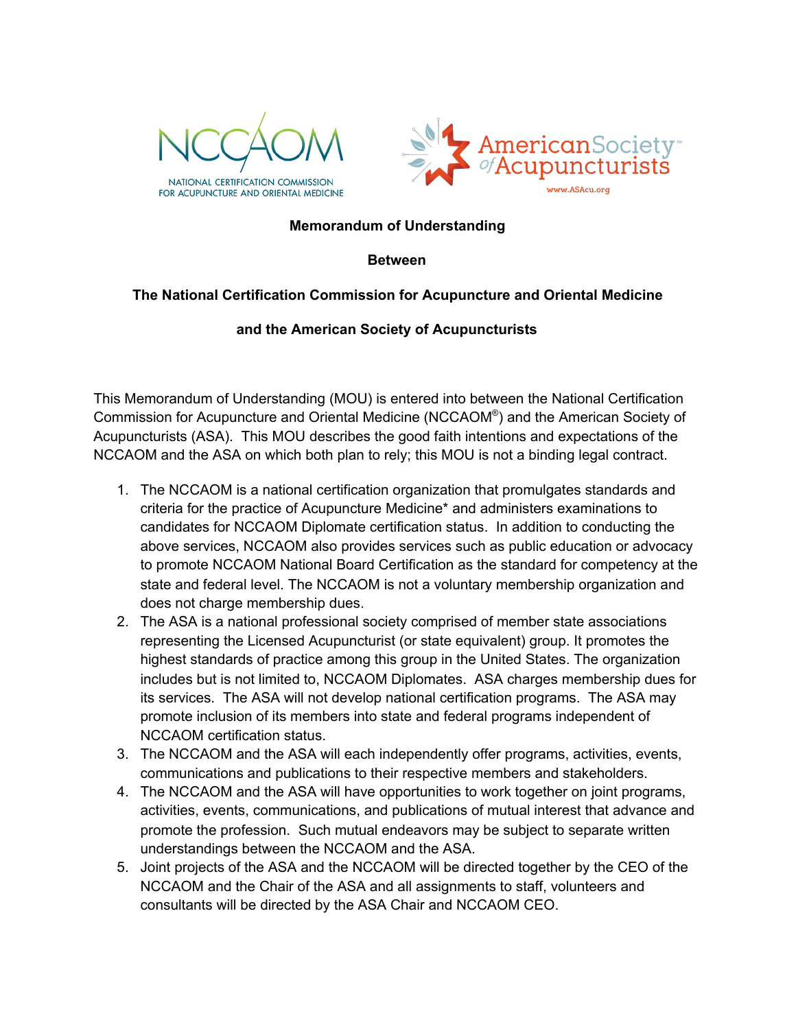NATIONAL CERTIFICATION COMMISSION FOR ACUPUNCTURE AND ORIENTAL MEDICINE

American Society of Acupuncturists
www.ASAcu.org

**Memorandum of Understanding**

**Between**

**The National Certification Commission for Acupuncture and Oriental Medicine**

**and the American Society of Acupuncturists**

This Memorandum of Understanding (MOU) is entered into between the National Certification Commission for Acupuncture and Oriental Medicine (NCCAOM®) and the American Society of Acupuncturists (ASA). This MOU describes the good faith intentions and expectations of the NCCAOM and the ASA on which both plan to rely; this MOU is not a binding legal contract.

1. The NCCAOM is a national certification organization that promulgates standards and criteria for the practice of Acupuncture Medicine* and administers examinations to candidates for NCCAOM Diplomate certification status. In addition to conducting the above services, NCCAOM also provides services such as public education or advocacy to promote NCCAOM National Board Certification as the standard for competency at the state and federal level. The NCCAOM is not a voluntary membership organization and does not charge membership dues.
2. The ASA is a national professional society comprised of member state associations representing the Licensed Acupuncturist (or state equivalent) group. It promotes the highest standards of practice among this group in the United States. The organization includes but is not limited to, NCCAOM Diplomates. ASA charges membership dues for its services. The ASA will not develop national certification programs. The ASA may promote inclusion of its members into state and federal programs independent of NCCAOM certification status.
3. The NCCAOM and the ASA will each independently offer programs, activities, events, communications and publications to their respective members and stakeholders.
4. The NCCAOM and the ASA will have opportunities to work together on joint programs, activities, events, communications, and publications of mutual interest that advance and promote the profession. Such mutual endeavors may be subject to separate written understandings between the NCCAOM and the ASA.
5. Joint projects of the ASA and the NCCAOM will be directed together by the CEO of the NCCAOM and the Chair of the ASA and all assignments to staff, volunteers and consultants will be directed by the ASA Chair and NCCAOM CEO.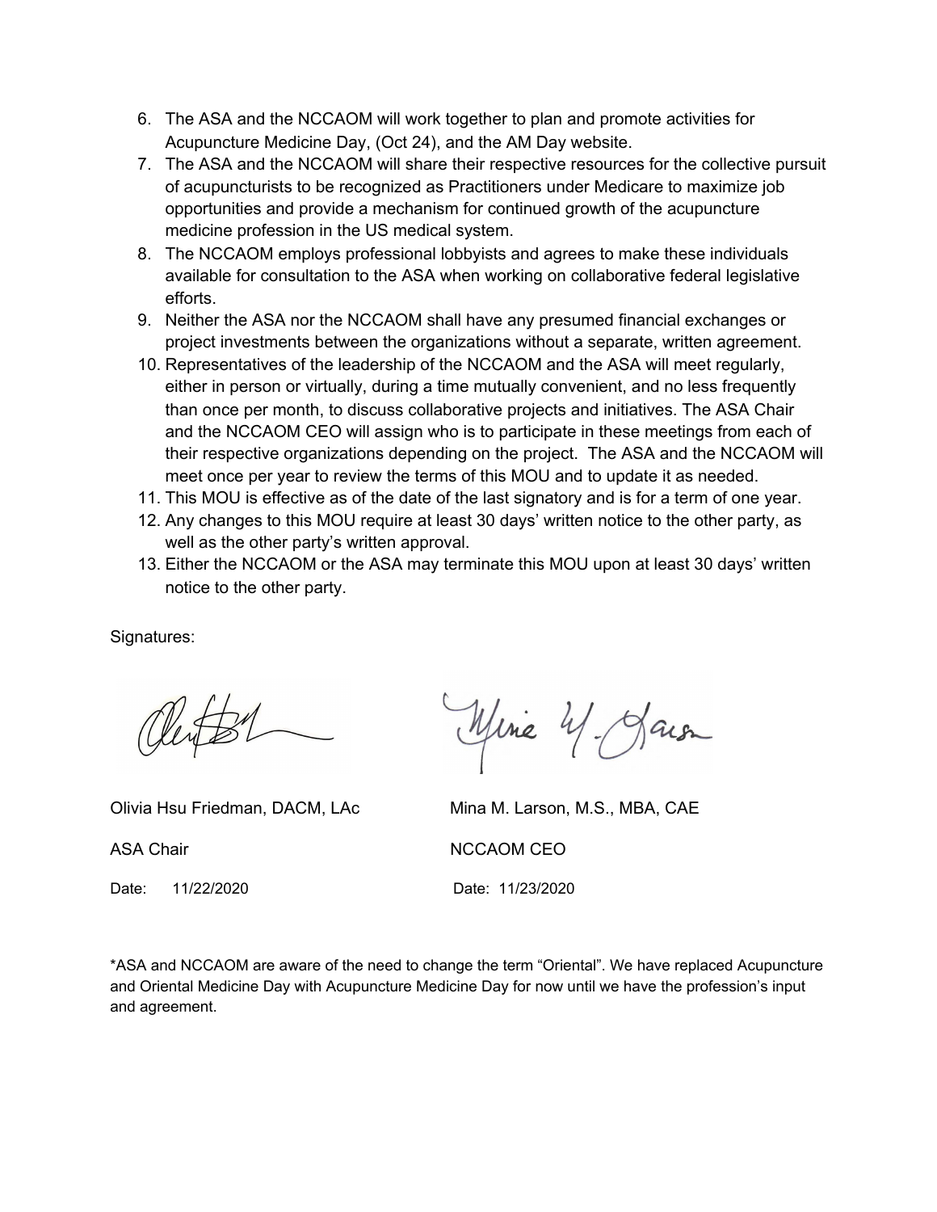6. The ASA and the NCCAOM will work together to plan and promote activities for Acupuncture Medicine Day, (Oct 24), and the AM Day website.
7. The ASA and the NCCAOM will share their respective resources for the collective pursuit of acupuncturists to be recognized as Practitioners under Medicare to maximize job opportunities and provide a mechanism for continued growth of the acupuncture medicine profession in the US medical system.
8. The NCCAOM employs professional lobbyists and agrees to make these individuals available for consultation to the ASA when working on collaborative federal legislative efforts.
9. Neither the ASA nor the NCCAOM shall have any presumed financial exchanges or project investments between the organizations without a separate, written agreement.
10. Representatives of the leadership of the NCCAOM and the ASA will meet regularly, either in person or virtually, during a time mutually convenient, and no less frequently than once per month, to discuss collaborative projects and initiatives. The ASA Chair and the NCCAOM CEO will assign who is to participate in these meetings from each of their respective organizations depending on the project. The ASA and the NCCAOM will meet once per year to review the terms of this MOU and to update it as needed.
11. This MOU is effective as of the date of the last signatory and is for a term of one year.
12. Any changes to this MOU require at least 30 days' written notice to the other party, as well as the other party's written approval.
13. Either the NCCAOM or the ASA may terminate this MOU upon at least 30 days' written notice to the other party.

Signatures:

Olivia Hsu Friedman, DACM, LAc

ASA Chair

Date: 11/22/2020

Mina M. Larson, M.S., MBA, CAE

NCCAOM CEO

Date: 11/23/2020

*ASA and NCCAOM are aware of the need to change the term "Oriental". We have replaced Acupuncture and Oriental Medicine Day with Acupuncture Medicine Day for now until we have the profession's input and agreement.